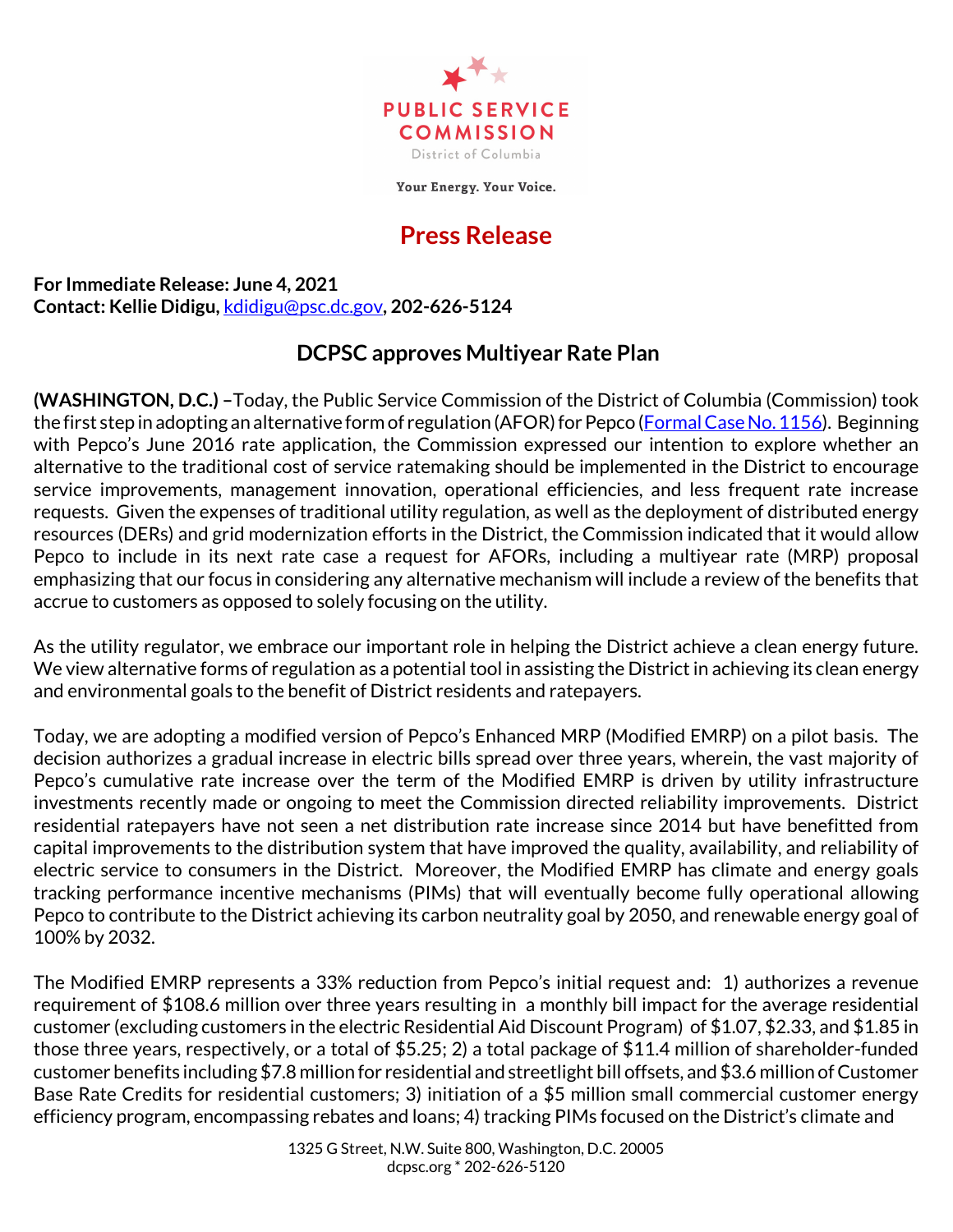PUBLIC SERVICE COMMISSION

District of Columbia

Your Energy. Your Voice.

# Press Release

**For Immediate Release: June 4, 2021**
**Contact: Kellie Didigu, kdidigu@psc.dc.gov, 202-626-5124**

## DCPSC approves Multiyear Rate Plan

**(WASHINGTON, D.C.) –**Today, the Public Service Commission of the District of Columbia (Commission) took the first step in adopting an alternative form of regulation (AFOR) for Pepco (Formal Case No. 1156). Beginning with Pepco's June 2016 rate application, the Commission expressed our intention to explore whether an alternative to the traditional cost of service ratemaking should be implemented in the District to encourage service improvements, management innovation, operational efficiencies, and less frequent rate increase requests. Given the expenses of traditional utility regulation, as well as the deployment of distributed energy resources (DERs) and grid modernization efforts in the District, the Commission indicated that it would allow Pepco to include in its next rate case a request for AFORs, including a multiyear rate (MRP) proposal emphasizing that our focus in considering any alternative mechanism will include a review of the benefits that accrue to customers as opposed to solely focusing on the utility.

As the utility regulator, we embrace our important role in helping the District achieve a clean energy future. We view alternative forms of regulation as a potential tool in assisting the District in achieving its clean energy and environmental goals to the benefit of District residents and ratepayers.

Today, we are adopting a modified version of Pepco's Enhanced MRP (Modified EMRP) on a pilot basis. The decision authorizes a gradual increase in electric bills spread over three years, wherein, the vast majority of Pepco's cumulative rate increase over the term of the Modified EMRP is driven by utility infrastructure investments recently made or ongoing to meet the Commission directed reliability improvements. District residential ratepayers have not seen a net distribution rate increase since 2014 but have benefitted from capital improvements to the distribution system that have improved the quality, availability, and reliability of electric service to consumers in the District. Moreover, the Modified EMRP has climate and energy goals tracking performance incentive mechanisms (PIMs) that will eventually become fully operational allowing Pepco to contribute to the District achieving its carbon neutrality goal by 2050, and renewable energy goal of 100% by 2032.

The Modified EMRP represents a 33% reduction from Pepco's initial request and: 1) authorizes a revenue requirement of $108.6 million over three years resulting in a monthly bill impact for the average residential customer (excluding customers in the electric Residential Aid Discount Program) of $1.07, $2.33, and $1.85 in those three years, respectively, or a total of $5.25; 2) a total package of $11.4 million of shareholder-funded customer benefits including $7.8 million for residential and streetlight bill offsets, and $3.6 million of Customer Base Rate Credits for residential customers; 3) initiation of a $5 million small commercial customer energy efficiency program, encompassing rebates and loans; 4) tracking PIMs focused on the District's climate and

1325 G Street, N.W. Suite 800, Washington, D.C. 20005
dcpsc.org * 202-626-5120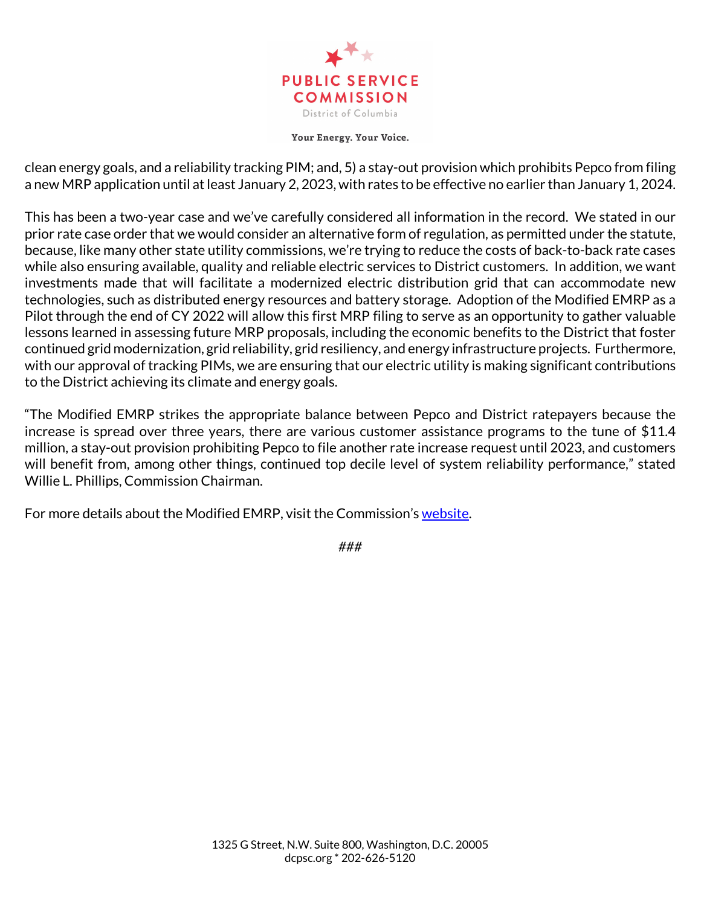clean energy goals, and a reliability tracking PIM; and, 5) a stay-out provision which prohibits Pepco from filing a new MRP application until at least January 2, 2023, with rates to be effective no earlier than January 1, 2024.

This has been a two-year case and we've carefully considered all information in the record. We stated in our prior rate case order that we would consider an alternative form of regulation, as permitted under the statute, because, like many other state utility commissions, we're trying to reduce the costs of back-to-back rate cases while also ensuring available, quality and reliable electric services to District customers. In addition, we want investments made that will facilitate a modernized electric distribution grid that can accommodate new technologies, such as distributed energy resources and battery storage. Adoption of the Modified EMRP as a Pilot through the end of CY 2022 will allow this first MRP filing to serve as an opportunity to gather valuable lessons learned in assessing future MRP proposals, including the economic benefits to the District that foster continued grid modernization, grid reliability, grid resiliency, and energy infrastructure projects. Furthermore, with our approval of tracking PIMs, we are ensuring that our electric utility is making significant contributions to the District achieving its climate and energy goals.

"The Modified EMRP strikes the appropriate balance between Pepco and District ratepayers because the increase is spread over three years, there are various customer assistance programs to the tune of $11.4 million, a stay-out provision prohibiting Pepco to file another rate increase request until 2023, and customers will benefit from, among other things, continued top decile level of system reliability performance," stated Willie L. Phillips, Commission Chairman.

For more details about the Modified EMRP, visit the Commission's [website](website).

###